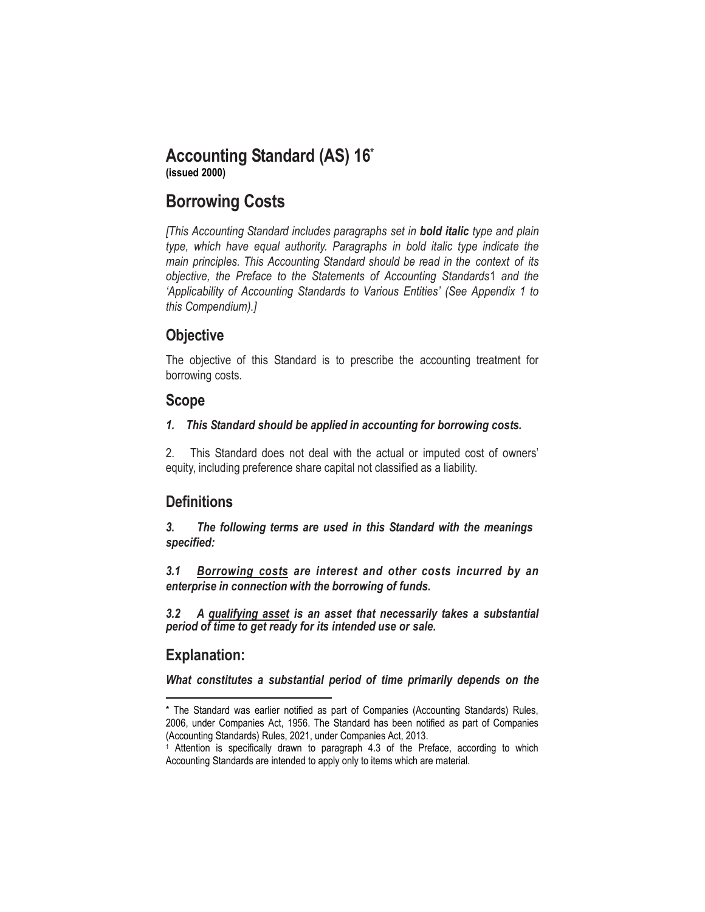# Accounting Standard (AS) 16*

**(issued 2000)**

# Borrowing Costs

*[This Accounting Standard includes paragraphs set in **bold italic** type and plain type, which have equal authority. Paragraphs in bold italic type indicate the main principles. This Accounting Standard should be read in the context of its objective, the Preface to the Statements of Accounting Standards*[1] *and the 'Applicability of Accounting Standards to Various Entities' (See Appendix 1 to this Compendium).]*

## Objective

The objective of this Standard is to prescribe the accounting treatment for borrowing costs.

## Scope

***1. This Standard should be applied in accounting for borrowing costs.***

2. This Standard does not deal with the actual or imputed cost of owners' equity, including preference share capital not classified as a liability.

## Definitions

***3. The following terms are used in this Standard with the meanings specified:***

***3.1 <u>Borrowing costs</u> are interest and other costs incurred by an enterprise in connection with the borrowing of funds.***

***3.2 A <u>qualifying asset</u> is an asset that necessarily takes a substantial period of time to get ready for its intended use or sale.***

## Explanation:

***What constitutes a substantial period of time primarily depends on the***

---

\* The Standard was earlier notified as part of Companies (Accounting Standards) Rules, 2006, under Companies Act, 1956. The Standard has been notified as part of Companies (Accounting Standards) Rules, 2021, under Companies Act, 2013.

[1] Attention is specifically drawn to paragraph 4.3 of the Preface, according to which Accounting Standards are intended to apply only to items which are material.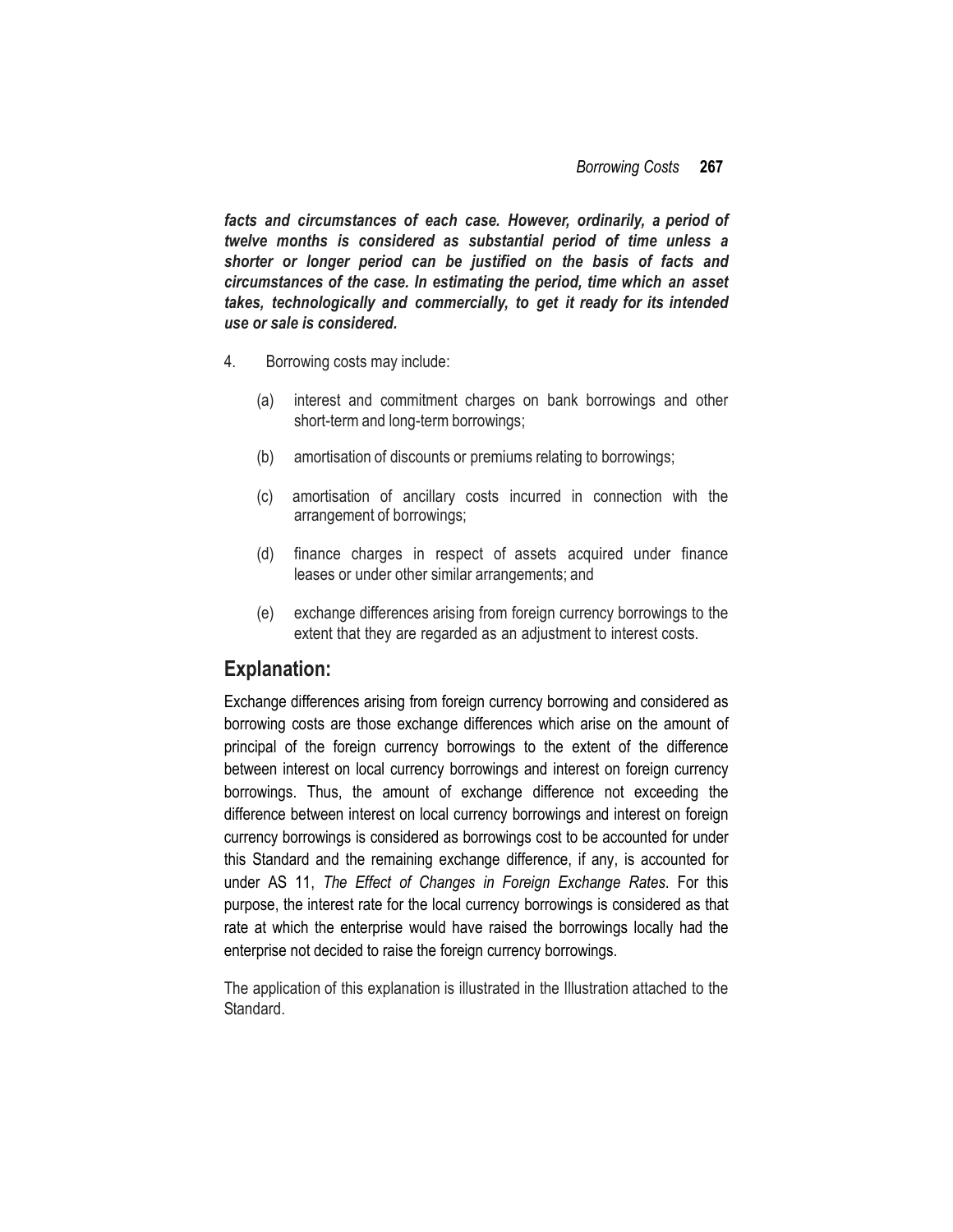***facts and circumstances of each case. However, ordinarily, a period of twelve months is considered as substantial period of time unless a shorter or longer period can be justified on the basis of facts and circumstances of the case. In estimating the period, time which an asset takes, technologically and commercially, to get it ready for its intended use or sale is considered.***

4. Borrowing costs may include:

   (a) interest and commitment charges on bank borrowings and other short-term and long-term borrowings;

   (b) amortisation of discounts or premiums relating to borrowings;

   (c) amortisation of ancillary costs incurred in connection with the arrangement of borrowings;

   (d) finance charges in respect of assets acquired under finance leases or under other similar arrangements; and

   (e) exchange differences arising from foreign currency borrowings to the extent that they are regarded as an adjustment to interest costs.

## Explanation:

Exchange differences arising from foreign currency borrowing and considered as borrowing costs are those exchange differences which arise on the amount of principal of the foreign currency borrowings to the extent of the difference between interest on local currency borrowings and interest on foreign currency borrowings. Thus, the amount of exchange difference not exceeding the difference between interest on local currency borrowings and interest on foreign currency borrowings is considered as borrowings cost to be accounted for under this Standard and the remaining exchange difference, if any, is accounted for under AS 11, *The Effect of Changes in Foreign Exchange Rates*. For this purpose, the interest rate for the local currency borrowings is considered as that rate at which the enterprise would have raised the borrowings locally had the enterprise not decided to raise the foreign currency borrowings.

The application of this explanation is illustrated in the Illustration attached to the Standard.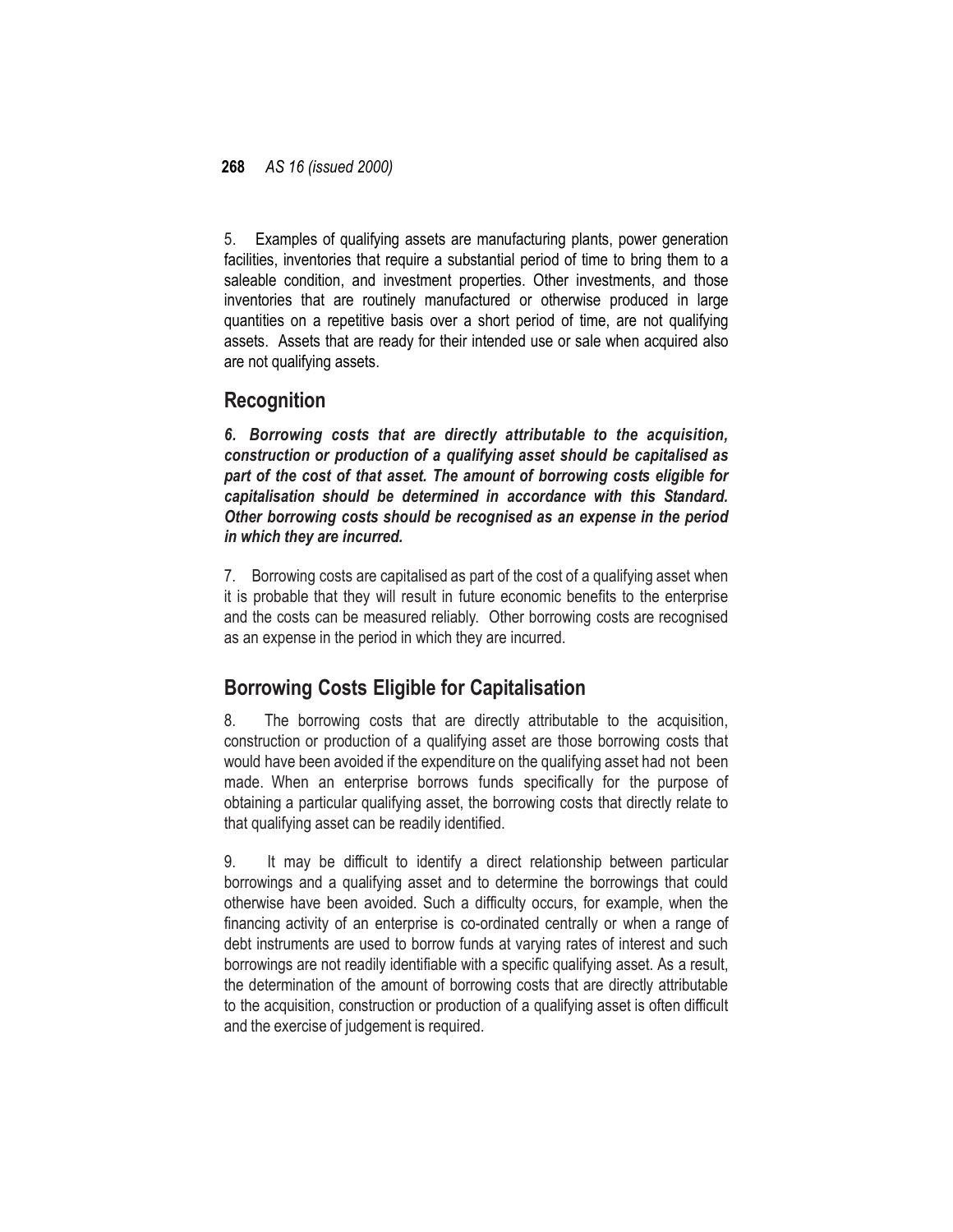5. Examples of qualifying assets are manufacturing plants, power generation facilities, inventories that require a substantial period of time to bring them to a saleable condition, and investment properties. Other investments, and those inventories that are routinely manufactured or otherwise produced in large quantities on a repetitive basis over a short period of time, are not qualifying assets. Assets that are ready for their intended use or sale when acquired also are not qualifying assets.

## Recognition

***6. Borrowing costs that are directly attributable to the acquisition, construction or production of a qualifying asset should be capitalised as part of the cost of that asset. The amount of borrowing costs eligible for capitalisation should be determined in accordance with this Standard. Other borrowing costs should be recognised as an expense in the period in which they are incurred.***

7. Borrowing costs are capitalised as part of the cost of a qualifying asset when it is probable that they will result in future economic benefits to the enterprise and the costs can be measured reliably. Other borrowing costs are recognised as an expense in the period in which they are incurred.

## Borrowing Costs Eligible for Capitalisation

8. The borrowing costs that are directly attributable to the acquisition, construction or production of a qualifying asset are those borrowing costs that would have been avoided if the expenditure on the qualifying asset had not been made. When an enterprise borrows funds specifically for the purpose of obtaining a particular qualifying asset, the borrowing costs that directly relate to that qualifying asset can be readily identified.

9. It may be difficult to identify a direct relationship between particular borrowings and a qualifying asset and to determine the borrowings that could otherwise have been avoided. Such a difficulty occurs, for example, when the financing activity of an enterprise is co-ordinated centrally or when a range of debt instruments are used to borrow funds at varying rates of interest and such borrowings are not readily identifiable with a specific qualifying asset. As a result, the determination of the amount of borrowing costs that are directly attributable to the acquisition, construction or production of a qualifying asset is often difficult and the exercise of judgement is required.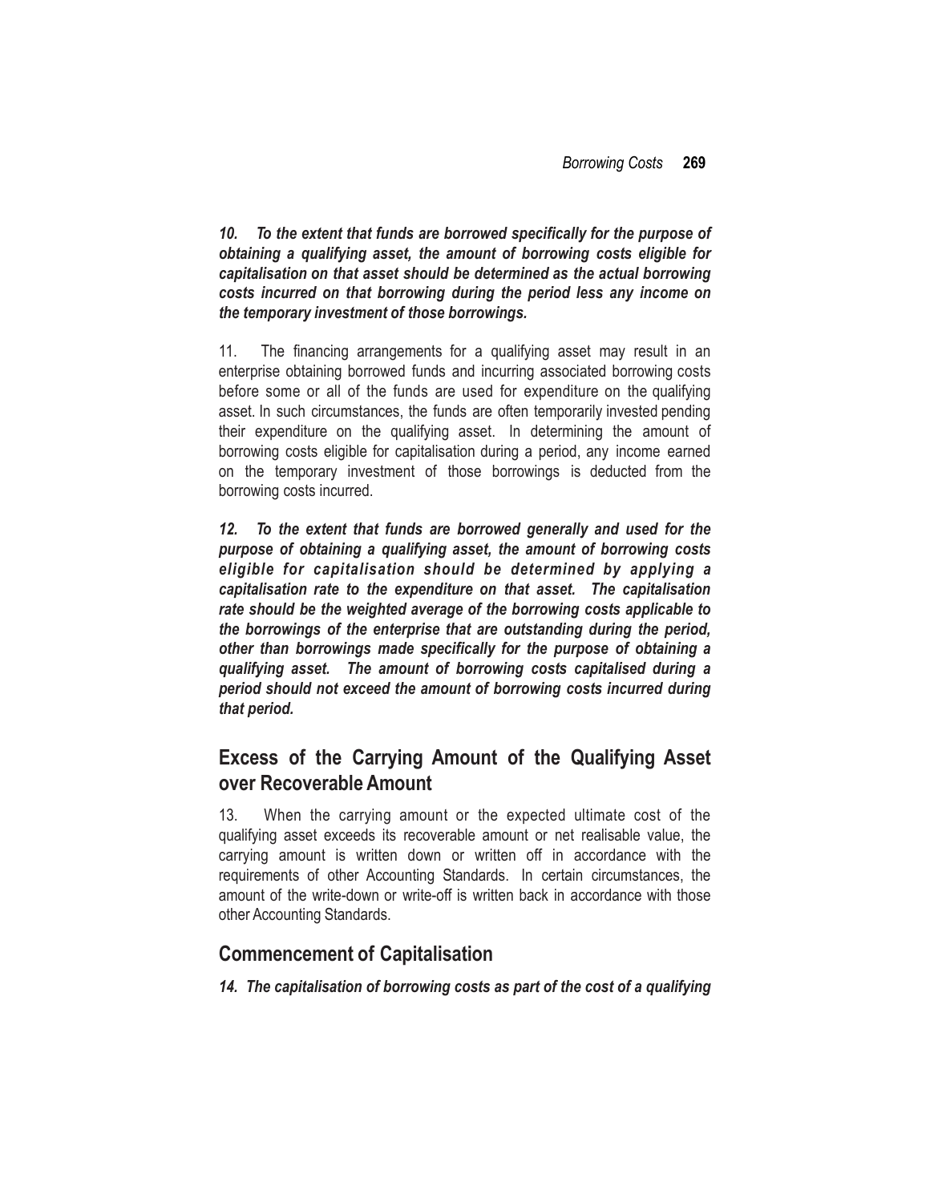***10. To the extent that funds are borrowed specifically for the purpose of obtaining a qualifying asset, the amount of borrowing costs eligible for capitalisation on that asset should be determined as the actual borrowing costs incurred on that borrowing during the period less any income on the temporary investment of those borrowings.***

11. The financing arrangements for a qualifying asset may result in an enterprise obtaining borrowed funds and incurring associated borrowing costs before some or all of the funds are used for expenditure on the qualifying asset. In such circumstances, the funds are often temporarily invested pending their expenditure on the qualifying asset. In determining the amount of borrowing costs eligible for capitalisation during a period, any income earned on the temporary investment of those borrowings is deducted from the borrowing costs incurred.

***12. To the extent that funds are borrowed generally and used for the purpose of obtaining a qualifying asset, the amount of borrowing costs eligible for capitalisation should be determined by applying a capitalisation rate to the expenditure on that asset. The capitalisation rate should be the weighted average of the borrowing costs applicable to the borrowings of the enterprise that are outstanding during the period, other than borrowings made specifically for the purpose of obtaining a qualifying asset. The amount of borrowing costs capitalised during a period should not exceed the amount of borrowing costs incurred during that period.***

## Excess of the Carrying Amount of the Qualifying Asset over Recoverable Amount

13. When the carrying amount or the expected ultimate cost of the qualifying asset exceeds its recoverable amount or net realisable value, the carrying amount is written down or written off in accordance with the requirements of other Accounting Standards. In certain circumstances, the amount of the write-down or write-off is written back in accordance with those other Accounting Standards.

## Commencement of Capitalisation

***14. The capitalisation of borrowing costs as part of the cost of a qualifying***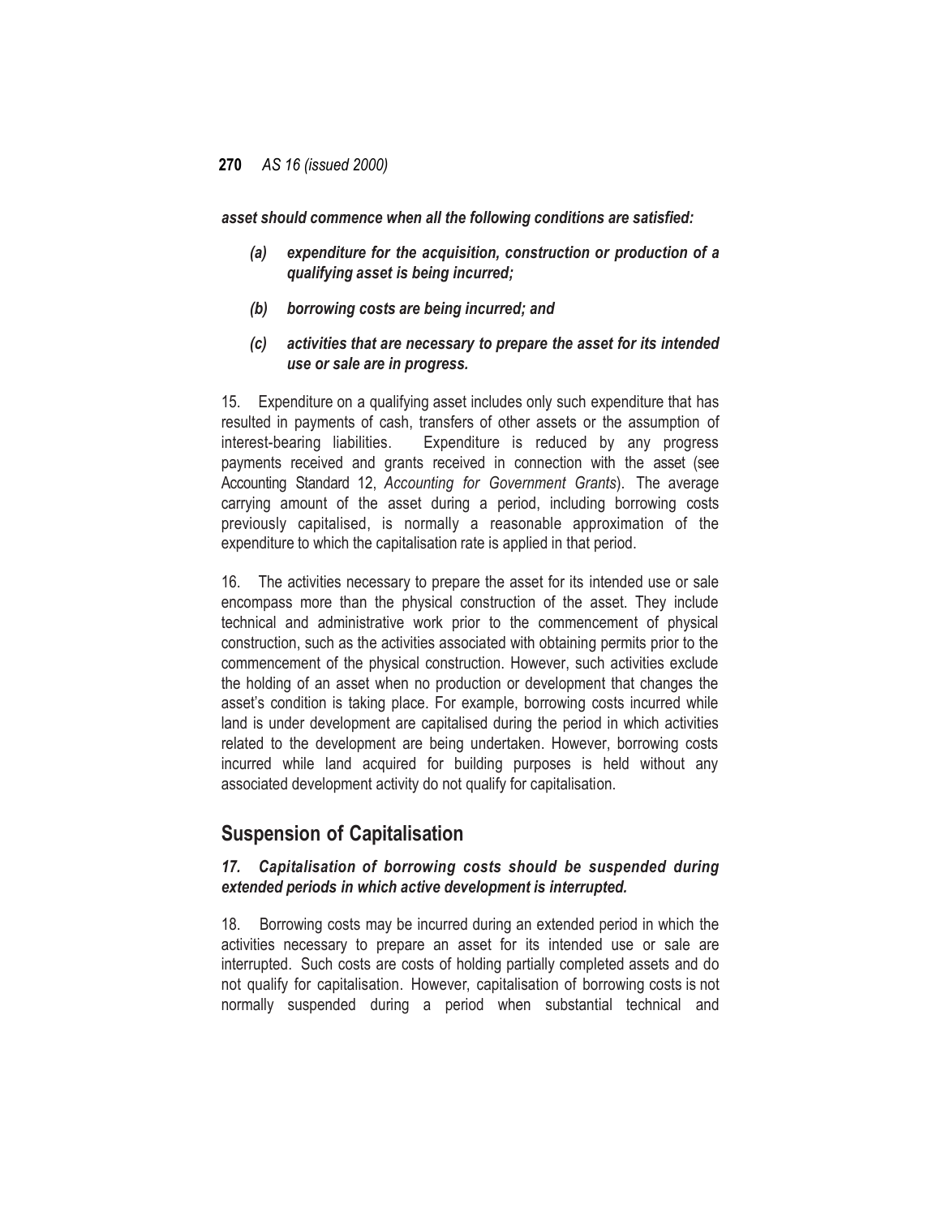***asset should commence when all the following conditions are satisfied:***

***(a) expenditure for the acquisition, construction or production of a qualifying asset is being incurred;***

***(b) borrowing costs are being incurred; and***

***(c) activities that are necessary to prepare the asset for its intended use or sale are in progress.***

15. Expenditure on a qualifying asset includes only such expenditure that has resulted in payments of cash, transfers of other assets or the assumption of interest-bearing liabilities. Expenditure is reduced by any progress payments received and grants received in connection with the asset (see Accounting Standard 12, *Accounting for Government Grants*). The average carrying amount of the asset during a period, including borrowing costs previously capitalised, is normally a reasonable approximation of the expenditure to which the capitalisation rate is applied in that period.

16. The activities necessary to prepare the asset for its intended use or sale encompass more than the physical construction of the asset. They include technical and administrative work prior to the commencement of physical construction, such as the activities associated with obtaining permits prior to the commencement of the physical construction. However, such activities exclude the holding of an asset when no production or development that changes the asset's condition is taking place. For example, borrowing costs incurred while land is under development are capitalised during the period in which activities related to the development are being undertaken. However, borrowing costs incurred while land acquired for building purposes is held without any associated development activity do not qualify for capitalisation.

## Suspension of Capitalisation

***17. Capitalisation of borrowing costs should be suspended during extended periods in which active development is interrupted.***

18. Borrowing costs may be incurred during an extended period in which the activities necessary to prepare an asset for its intended use or sale are interrupted. Such costs are costs of holding partially completed assets and do not qualify for capitalisation. However, capitalisation of borrowing costs is not normally suspended during a period when substantial technical and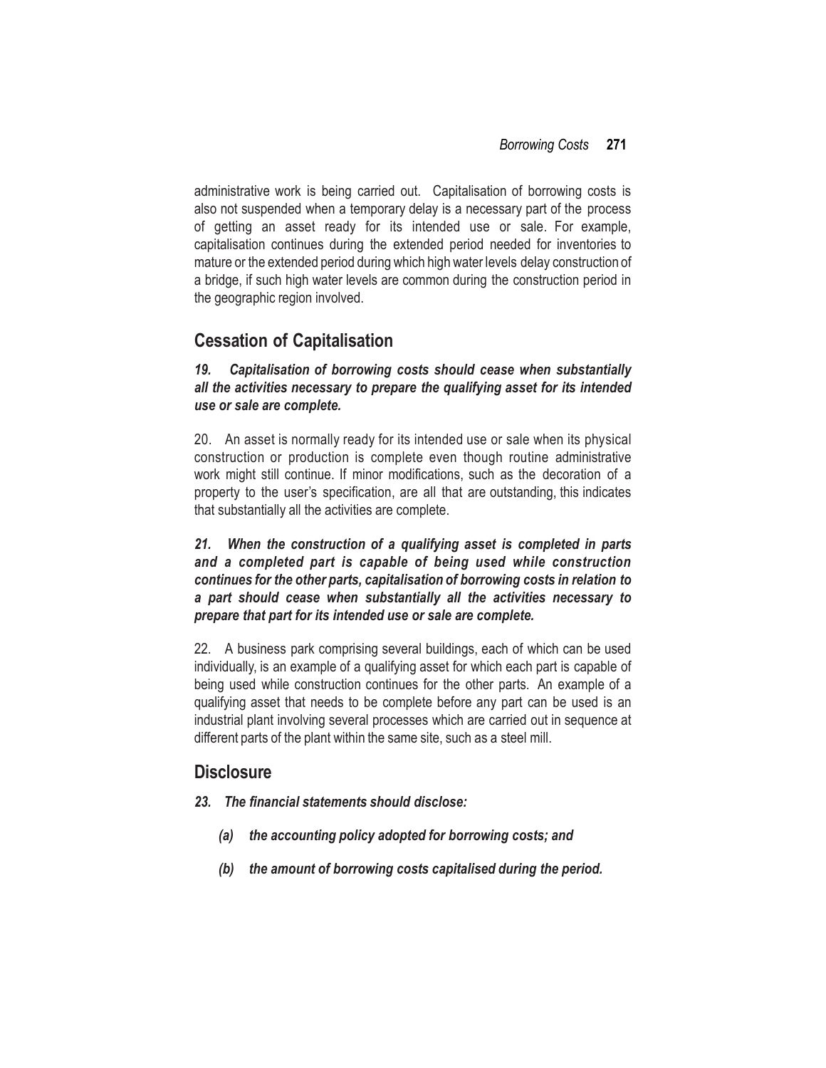administrative work is being carried out. Capitalisation of borrowing costs is also not suspended when a temporary delay is a necessary part of the process of getting an asset ready for its intended use or sale. For example, capitalisation continues during the extended period needed for inventories to mature or the extended period during which high water levels delay construction of a bridge, if such high water levels are common during the construction period in the geographic region involved.

## Cessation of Capitalisation

***19. Capitalisation of borrowing costs should cease when substantially all the activities necessary to prepare the qualifying asset for its intended use or sale are complete.***

20. An asset is normally ready for its intended use or sale when its physical construction or production is complete even though routine administrative work might still continue. If minor modifications, such as the decoration of a property to the user's specification, are all that are outstanding, this indicates that substantially all the activities are complete.

***21. When the construction of a qualifying asset is completed in parts and a completed part is capable of being used while construction continues for the other parts, capitalisation of borrowing costs in relation to a part should cease when substantially all the activities necessary to prepare that part for its intended use or sale are complete.***

22. A business park comprising several buildings, each of which can be used individually, is an example of a qualifying asset for which each part is capable of being used while construction continues for the other parts. An example of a qualifying asset that needs to be complete before any part can be used is an industrial plant involving several processes which are carried out in sequence at different parts of the plant within the same site, such as a steel mill.

## Disclosure

***23. The financial statements should disclose:***

***(a) the accounting policy adopted for borrowing costs; and***

***(b) the amount of borrowing costs capitalised during the period.***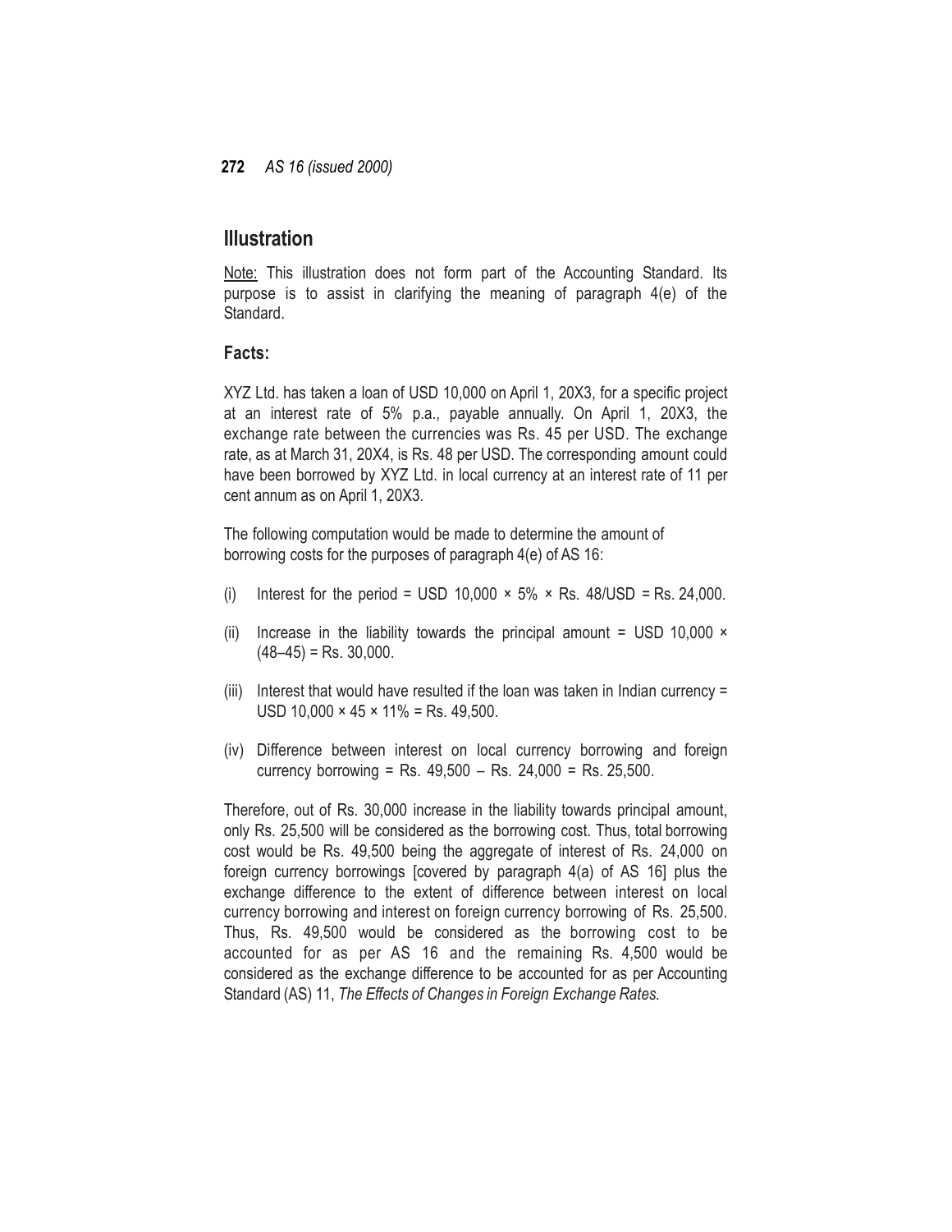## Illustration

Note: This illustration does not form part of the Accounting Standard. Its purpose is to assist in clarifying the meaning of paragraph 4(e) of the Standard.

### Facts:

XYZ Ltd. has taken a loan of USD 10,000 on April 1, 20X3, for a specific project at an interest rate of 5% p.a., payable annually. On April 1, 20X3, the exchange rate between the currencies was Rs. 45 per USD. The exchange rate, as at March 31, 20X4, is Rs. 48 per USD. The corresponding amount could have been borrowed by XYZ Ltd. in local currency at an interest rate of 11 per cent annum as on April 1, 20X3.

The following computation would be made to determine the amount of borrowing costs for the purposes of paragraph 4(e) of AS 16:

(i) Interest for the period = USD 10,000 × 5% × Rs. 48/USD = Rs. 24,000.

(ii) Increase in the liability towards the principal amount = USD 10,000 × (48–45) = Rs. 30,000.

(iii) Interest that would have resulted if the loan was taken in Indian currency = USD 10,000 × 45 × 11% = Rs. 49,500.

(iv) Difference between interest on local currency borrowing and foreign currency borrowing = Rs. 49,500 – Rs. 24,000 = Rs. 25,500.

Therefore, out of Rs. 30,000 increase in the liability towards principal amount, only Rs. 25,500 will be considered as the borrowing cost. Thus, total borrowing cost would be Rs. 49,500 being the aggregate of interest of Rs. 24,000 on foreign currency borrowings [covered by paragraph 4(a) of AS 16] plus the exchange difference to the extent of difference between interest on local currency borrowing and interest on foreign currency borrowing of Rs. 25,500. Thus, Rs. 49,500 would be considered as the borrowing cost to be accounted for as per AS 16 and the remaining Rs. 4,500 would be considered as the exchange difference to be accounted for as per Accounting Standard (AS) 11, *The Effects of Changes in Foreign Exchange Rates.*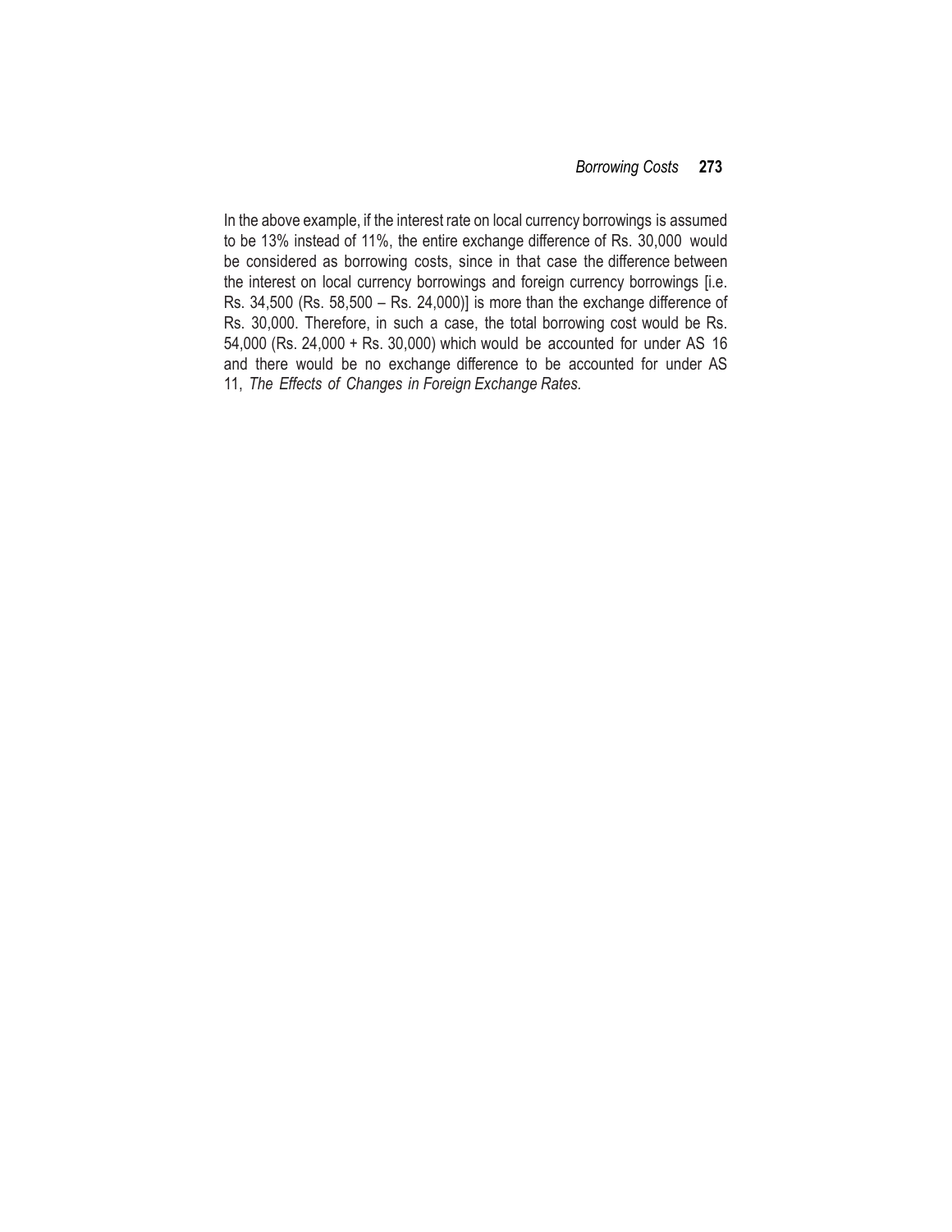In the above example, if the interest rate on local currency borrowings is assumed to be 13% instead of 11%, the entire exchange difference of Rs. 30,000 would be considered as borrowing costs, since in that case the difference between the interest on local currency borrowings and foreign currency borrowings [i.e. Rs. 34,500 (Rs. 58,500 – Rs. 24,000)] is more than the exchange difference of Rs. 30,000. Therefore, in such a case, the total borrowing cost would be Rs. 54,000 (Rs. 24,000 + Rs. 30,000) which would be accounted for under AS 16 and there would be no exchange difference to be accounted for under AS 11, *The Effects of Changes in Foreign Exchange Rates.*